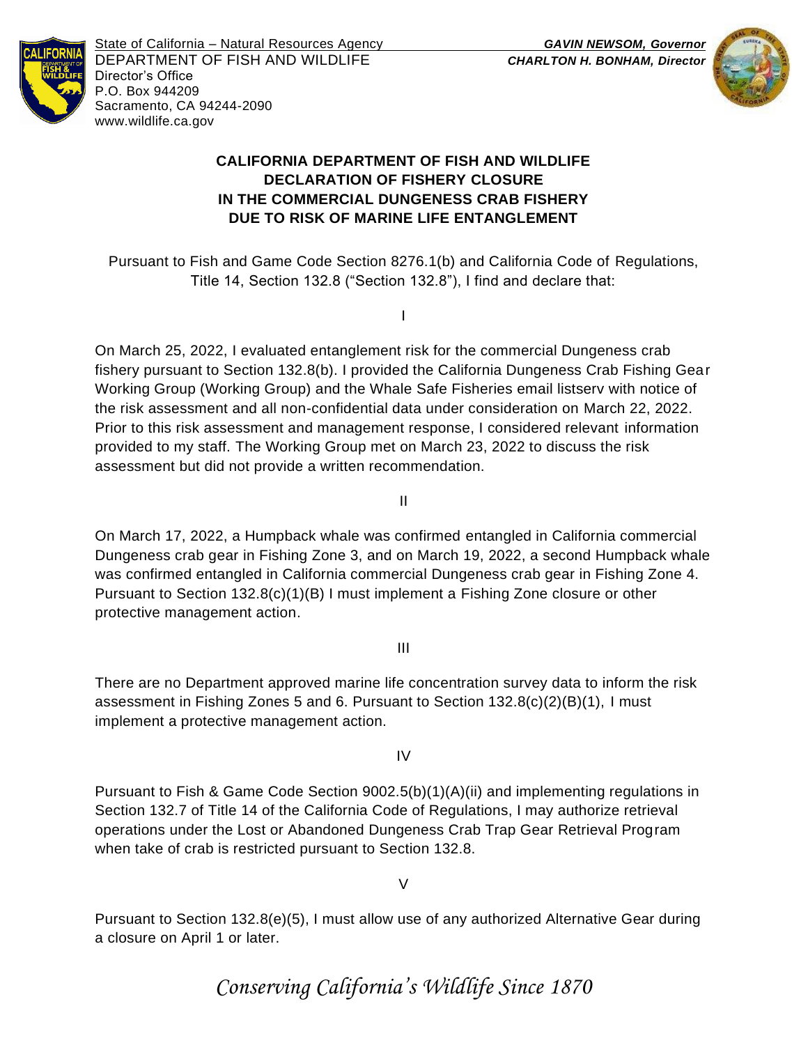State of California – Natural Resources Agency
DEPARTMENT OF FISH AND WILDLIFE
Director's Office
P.O. Box 944209
Sacramento, CA 94244-2090
www.wildlife.ca.gov

***GAVIN NEWSOM, Governor***
***CHARLTON H. BONHAM, Director***

**CALIFORNIA DEPARTMENT OF FISH AND WILDLIFE**
**DECLARATION OF FISHERY CLOSURE**
**IN THE COMMERCIAL DUNGENESS CRAB FISHERY**
**DUE TO RISK OF MARINE LIFE ENTANGLEMENT**

Pursuant to Fish and Game Code Section 8276.1(b) and California Code of Regulations, Title 14, Section 132.8 ("Section 132.8"), I find and declare that:

I

On March 25, 2022, I evaluated entanglement risk for the commercial Dungeness crab fishery pursuant to Section 132.8(b). I provided the California Dungeness Crab Fishing Gear Working Group (Working Group) and the Whale Safe Fisheries email listserv with notice of the risk assessment and all non-confidential data under consideration on March 22, 2022. Prior to this risk assessment and management response, I considered relevant information provided to my staff. The Working Group met on March 23, 2022 to discuss the risk assessment but did not provide a written recommendation.

II

On March 17, 2022, a Humpback whale was confirmed entangled in California commercial Dungeness crab gear in Fishing Zone 3, and on March 19, 2022, a second Humpback whale was confirmed entangled in California commercial Dungeness crab gear in Fishing Zone 4. Pursuant to Section 132.8(c)(1)(B) I must implement a Fishing Zone closure or other protective management action.

III

There are no Department approved marine life concentration survey data to inform the risk assessment in Fishing Zones 5 and 6. Pursuant to Section 132.8(c)(2)(B)(1), I must implement a protective management action.

IV

Pursuant to Fish & Game Code Section 9002.5(b)(1)(A)(ii) and implementing regulations in Section 132.7 of Title 14 of the California Code of Regulations, I may authorize retrieval operations under the Lost or Abandoned Dungeness Crab Trap Gear Retrieval Program when take of crab is restricted pursuant to Section 132.8.

V

Pursuant to Section 132.8(e)(5), I must allow use of any authorized Alternative Gear during a closure on April 1 or later.

*Conserving California's Wildlife Since 1870*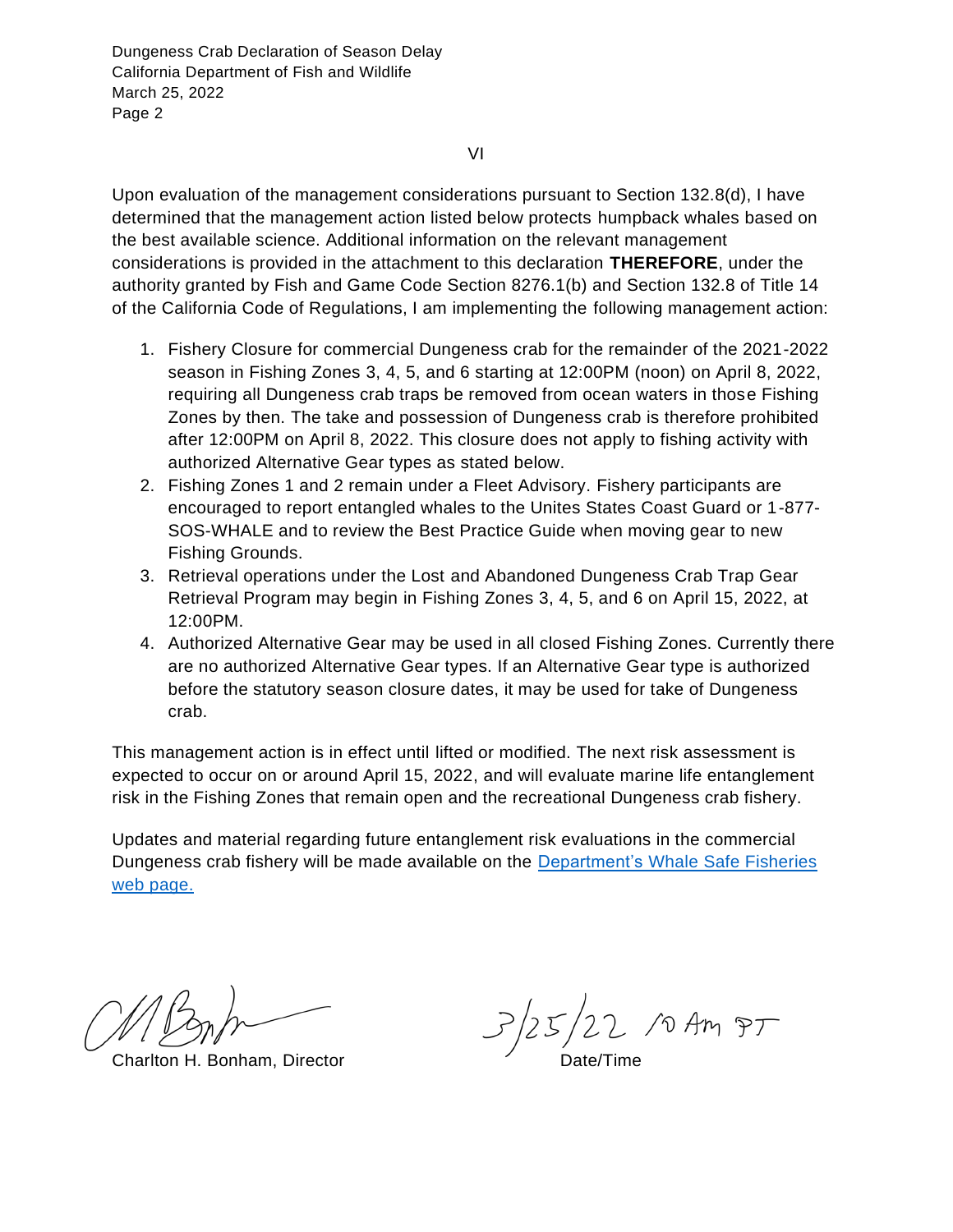VI

Upon evaluation of the management considerations pursuant to Section 132.8(d), I have determined that the management action listed below protects humpback whales based on the best available science. Additional information on the relevant management considerations is provided in the attachment to this declaration **THEREFORE**, under the authority granted by Fish and Game Code Section 8276.1(b) and Section 132.8 of Title 14 of the California Code of Regulations, I am implementing the following management action:

1. Fishery Closure for commercial Dungeness crab for the remainder of the 2021-2022 season in Fishing Zones 3, 4, 5, and 6 starting at 12:00PM (noon) on April 8, 2022, requiring all Dungeness crab traps be removed from ocean waters in those Fishing Zones by then. The take and possession of Dungeness crab is therefore prohibited after 12:00PM on April 8, 2022. This closure does not apply to fishing activity with authorized Alternative Gear types as stated below.
2. Fishing Zones 1 and 2 remain under a Fleet Advisory. Fishery participants are encouraged to report entangled whales to the Unites States Coast Guard or 1-877-SOS-WHALE and to review the Best Practice Guide when moving gear to new Fishing Grounds.
3. Retrieval operations under the Lost and Abandoned Dungeness Crab Trap Gear Retrieval Program may begin in Fishing Zones 3, 4, 5, and 6 on April 15, 2022, at 12:00PM.
4. Authorized Alternative Gear may be used in all closed Fishing Zones. Currently there are no authorized Alternative Gear types. If an Alternative Gear type is authorized before the statutory season closure dates, it may be used for take of Dungeness crab.

This management action is in effect until lifted or modified. The next risk assessment is expected to occur on or around April 15, 2022, and will evaluate marine life entanglement risk in the Fishing Zones that remain open and the recreational Dungeness crab fishery.

Updates and material regarding future entanglement risk evaluations in the commercial Dungeness crab fishery will be made available on the [Department's Whale Safe Fisheries web page.]()

Charlton H. Bonham, Director

3/25/22 10 AM PT

Date/Time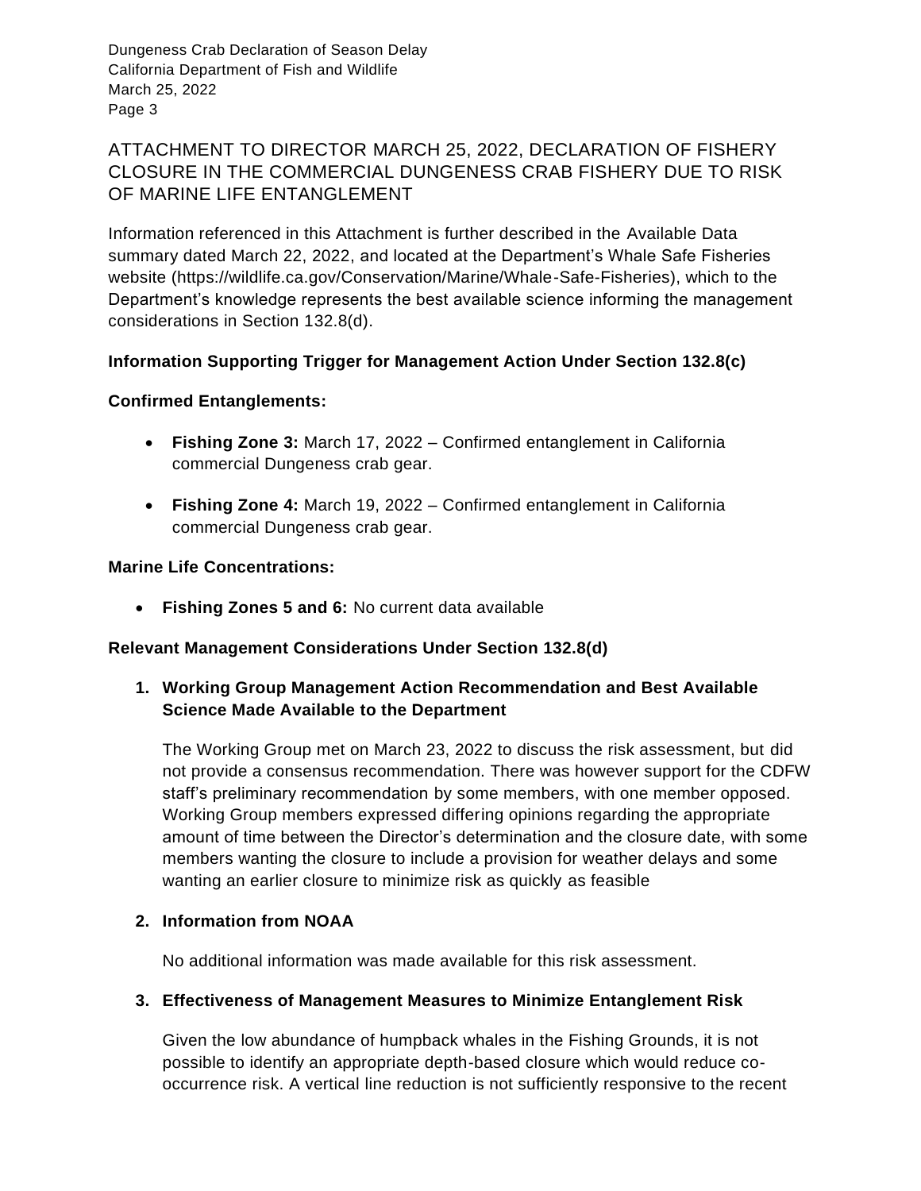# ATTACHMENT TO DIRECTOR MARCH 25, 2022, DECLARATION OF FISHERY CLOSURE IN THE COMMERCIAL DUNGENESS CRAB FISHERY DUE TO RISK OF MARINE LIFE ENTANGLEMENT

Information referenced in this Attachment is further described in the Available Data summary dated March 22, 2022, and located at the Department's Whale Safe Fisheries website (https://wildlife.ca.gov/Conservation/Marine/Whale-Safe-Fisheries), which to the Department's knowledge represents the best available science informing the management considerations in Section 132.8(d).

**Information Supporting Trigger for Management Action Under Section 132.8(c)**

**Confirmed Entanglements:**

- **Fishing Zone 3:** March 17, 2022 – Confirmed entanglement in California commercial Dungeness crab gear.
- **Fishing Zone 4:** March 19, 2022 – Confirmed entanglement in California commercial Dungeness crab gear.

**Marine Life Concentrations:**

- **Fishing Zones 5 and 6:** No current data available

**Relevant Management Considerations Under Section 132.8(d)**

1. **Working Group Management Action Recommendation and Best Available Science Made Available to the Department**

   The Working Group met on March 23, 2022 to discuss the risk assessment, but did not provide a consensus recommendation. There was however support for the CDFW staff's preliminary recommendation by some members, with one member opposed. Working Group members expressed differing opinions regarding the appropriate amount of time between the Director's determination and the closure date, with some members wanting the closure to include a provision for weather delays and some wanting an earlier closure to minimize risk as quickly as feasible

2. **Information from NOAA**

   No additional information was made available for this risk assessment.

3. **Effectiveness of Management Measures to Minimize Entanglement Risk**

   Given the low abundance of humpback whales in the Fishing Grounds, it is not possible to identify an appropriate depth-based closure which would reduce co-occurrence risk. A vertical line reduction is not sufficiently responsive to the recent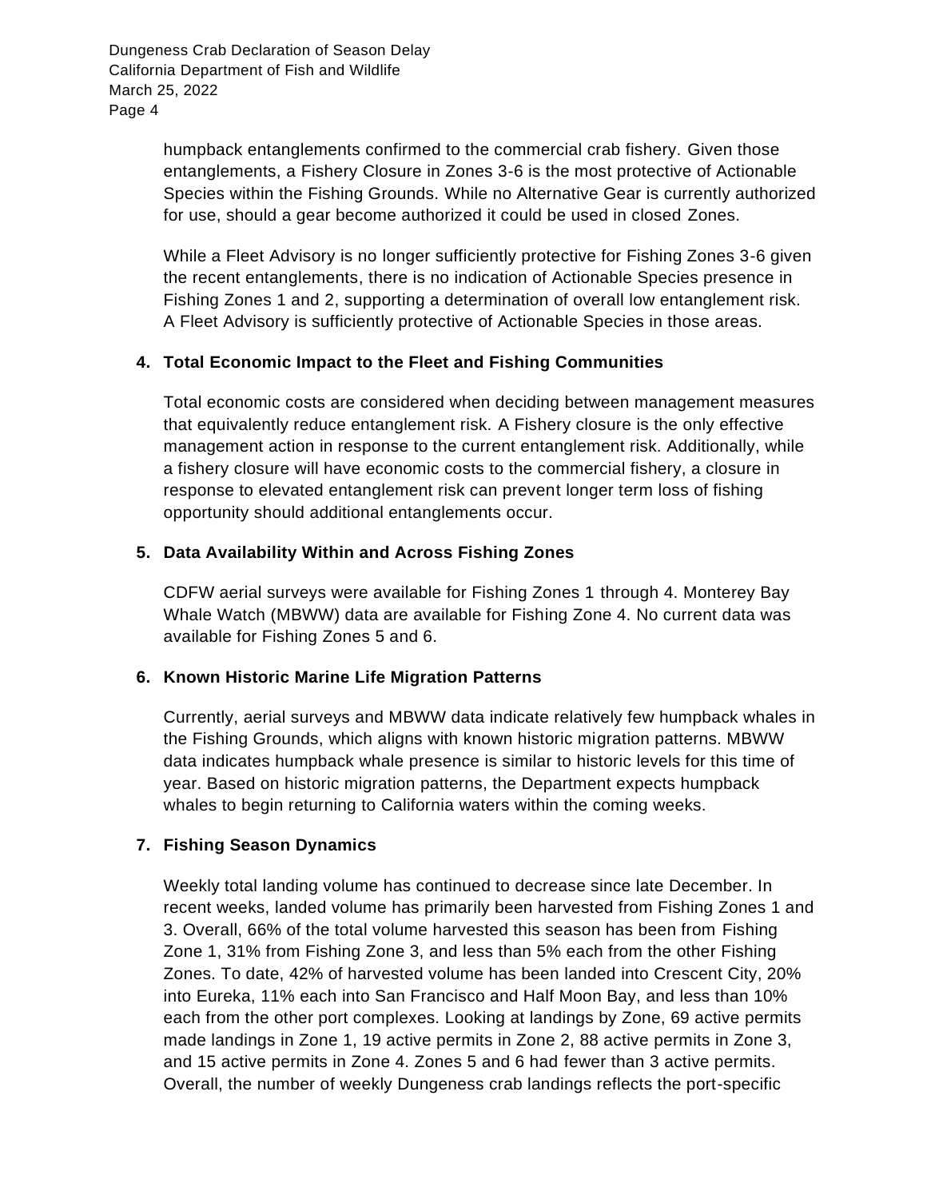humpback entanglements confirmed to the commercial crab fishery. Given those entanglements, a Fishery Closure in Zones 3-6 is the most protective of Actionable Species within the Fishing Grounds. While no Alternative Gear is currently authorized for use, should a gear become authorized it could be used in closed Zones.

While a Fleet Advisory is no longer sufficiently protective for Fishing Zones 3-6 given the recent entanglements, there is no indication of Actionable Species presence in Fishing Zones 1 and 2, supporting a determination of overall low entanglement risk. A Fleet Advisory is sufficiently protective of Actionable Species in those areas.

**4. Total Economic Impact to the Fleet and Fishing Communities**

Total economic costs are considered when deciding between management measures that equivalently reduce entanglement risk. A Fishery closure is the only effective management action in response to the current entanglement risk. Additionally, while a fishery closure will have economic costs to the commercial fishery, a closure in response to elevated entanglement risk can prevent longer term loss of fishing opportunity should additional entanglements occur.

**5. Data Availability Within and Across Fishing Zones**

CDFW aerial surveys were available for Fishing Zones 1 through 4. Monterey Bay Whale Watch (MBWW) data are available for Fishing Zone 4. No current data was available for Fishing Zones 5 and 6.

**6. Known Historic Marine Life Migration Patterns**

Currently, aerial surveys and MBWW data indicate relatively few humpback whales in the Fishing Grounds, which aligns with known historic migration patterns. MBWW data indicates humpback whale presence is similar to historic levels for this time of year. Based on historic migration patterns, the Department expects humpback whales to begin returning to California waters within the coming weeks.

**7. Fishing Season Dynamics**

Weekly total landing volume has continued to decrease since late December. In recent weeks, landed volume has primarily been harvested from Fishing Zones 1 and 3. Overall, 66% of the total volume harvested this season has been from Fishing Zone 1, 31% from Fishing Zone 3, and less than 5% each from the other Fishing Zones. To date, 42% of harvested volume has been landed into Crescent City, 20% into Eureka, 11% each into San Francisco and Half Moon Bay, and less than 10% each from the other port complexes. Looking at landings by Zone, 69 active permits made landings in Zone 1, 19 active permits in Zone 2, 88 active permits in Zone 3, and 15 active permits in Zone 4. Zones 5 and 6 had fewer than 3 active permits. Overall, the number of weekly Dungeness crab landings reflects the port-specific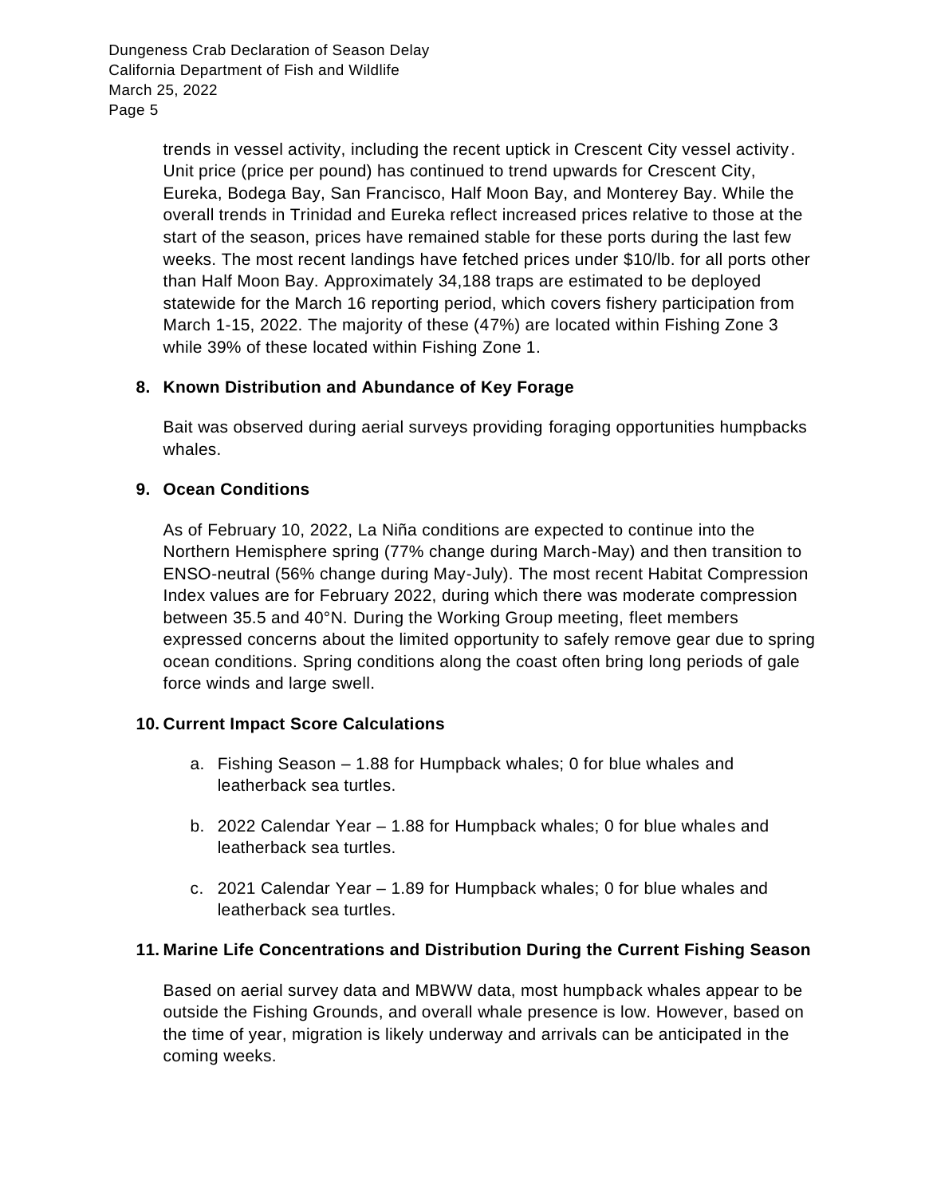trends in vessel activity, including the recent uptick in Crescent City vessel activity. Unit price (price per pound) has continued to trend upwards for Crescent City, Eureka, Bodega Bay, San Francisco, Half Moon Bay, and Monterey Bay. While the overall trends in Trinidad and Eureka reflect increased prices relative to those at the start of the season, prices have remained stable for these ports during the last few weeks. The most recent landings have fetched prices under $10/lb. for all ports other than Half Moon Bay. Approximately 34,188 traps are estimated to be deployed statewide for the March 16 reporting period, which covers fishery participation from March 1-15, 2022. The majority of these (47%) are located within Fishing Zone 3 while 39% of these located within Fishing Zone 1.

**8. Known Distribution and Abundance of Key Forage**

Bait was observed during aerial surveys providing foraging opportunities humpbacks whales.

**9. Ocean Conditions**

As of February 10, 2022, La Niña conditions are expected to continue into the Northern Hemisphere spring (77% change during March-May) and then transition to ENSO-neutral (56% change during May-July). The most recent Habitat Compression Index values are for February 2022, during which there was moderate compression between 35.5 and 40°N. During the Working Group meeting, fleet members expressed concerns about the limited opportunity to safely remove gear due to spring ocean conditions. Spring conditions along the coast often bring long periods of gale force winds and large swell.

**10. Current Impact Score Calculations**

a. Fishing Season – 1.88 for Humpback whales; 0 for blue whales and leatherback sea turtles.

b. 2022 Calendar Year – 1.88 for Humpback whales; 0 for blue whales and leatherback sea turtles.

c. 2021 Calendar Year – 1.89 for Humpback whales; 0 for blue whales and leatherback sea turtles.

**11. Marine Life Concentrations and Distribution During the Current Fishing Season**

Based on aerial survey data and MBWW data, most humpback whales appear to be outside the Fishing Grounds, and overall whale presence is low. However, based on the time of year, migration is likely underway and arrivals can be anticipated in the coming weeks.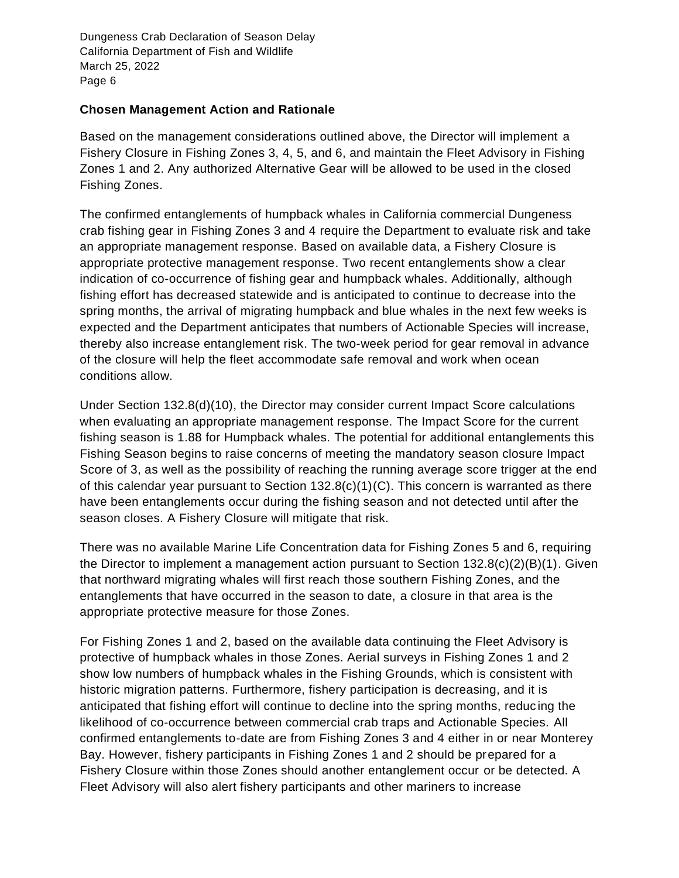**Chosen Management Action and Rationale**

Based on the management considerations outlined above, the Director will implement a Fishery Closure in Fishing Zones 3, 4, 5, and 6, and maintain the Fleet Advisory in Fishing Zones 1 and 2. Any authorized Alternative Gear will be allowed to be used in the closed Fishing Zones.

The confirmed entanglements of humpback whales in California commercial Dungeness crab fishing gear in Fishing Zones 3 and 4 require the Department to evaluate risk and take an appropriate management response. Based on available data, a Fishery Closure is appropriate protective management response. Two recent entanglements show a clear indication of co-occurrence of fishing gear and humpback whales. Additionally, although fishing effort has decreased statewide and is anticipated to continue to decrease into the spring months, the arrival of migrating humpback and blue whales in the next few weeks is expected and the Department anticipates that numbers of Actionable Species will increase, thereby also increase entanglement risk. The two-week period for gear removal in advance of the closure will help the fleet accommodate safe removal and work when ocean conditions allow.

Under Section 132.8(d)(10), the Director may consider current Impact Score calculations when evaluating an appropriate management response. The Impact Score for the current fishing season is 1.88 for Humpback whales. The potential for additional entanglements this Fishing Season begins to raise concerns of meeting the mandatory season closure Impact Score of 3, as well as the possibility of reaching the running average score trigger at the end of this calendar year pursuant to Section 132.8(c)(1)(C). This concern is warranted as there have been entanglements occur during the fishing season and not detected until after the season closes. A Fishery Closure will mitigate that risk.

There was no available Marine Life Concentration data for Fishing Zones 5 and 6, requiring the Director to implement a management action pursuant to Section 132.8(c)(2)(B)(1). Given that northward migrating whales will first reach those southern Fishing Zones, and the entanglements that have occurred in the season to date, a closure in that area is the appropriate protective measure for those Zones.

For Fishing Zones 1 and 2, based on the available data continuing the Fleet Advisory is protective of humpback whales in those Zones. Aerial surveys in Fishing Zones 1 and 2 show low numbers of humpback whales in the Fishing Grounds, which is consistent with historic migration patterns. Furthermore, fishery participation is decreasing, and it is anticipated that fishing effort will continue to decline into the spring months, reducing the likelihood of co-occurrence between commercial crab traps and Actionable Species. All confirmed entanglements to-date are from Fishing Zones 3 and 4 either in or near Monterey Bay. However, fishery participants in Fishing Zones 1 and 2 should be prepared for a Fishery Closure within those Zones should another entanglement occur or be detected. A Fleet Advisory will also alert fishery participants and other mariners to increase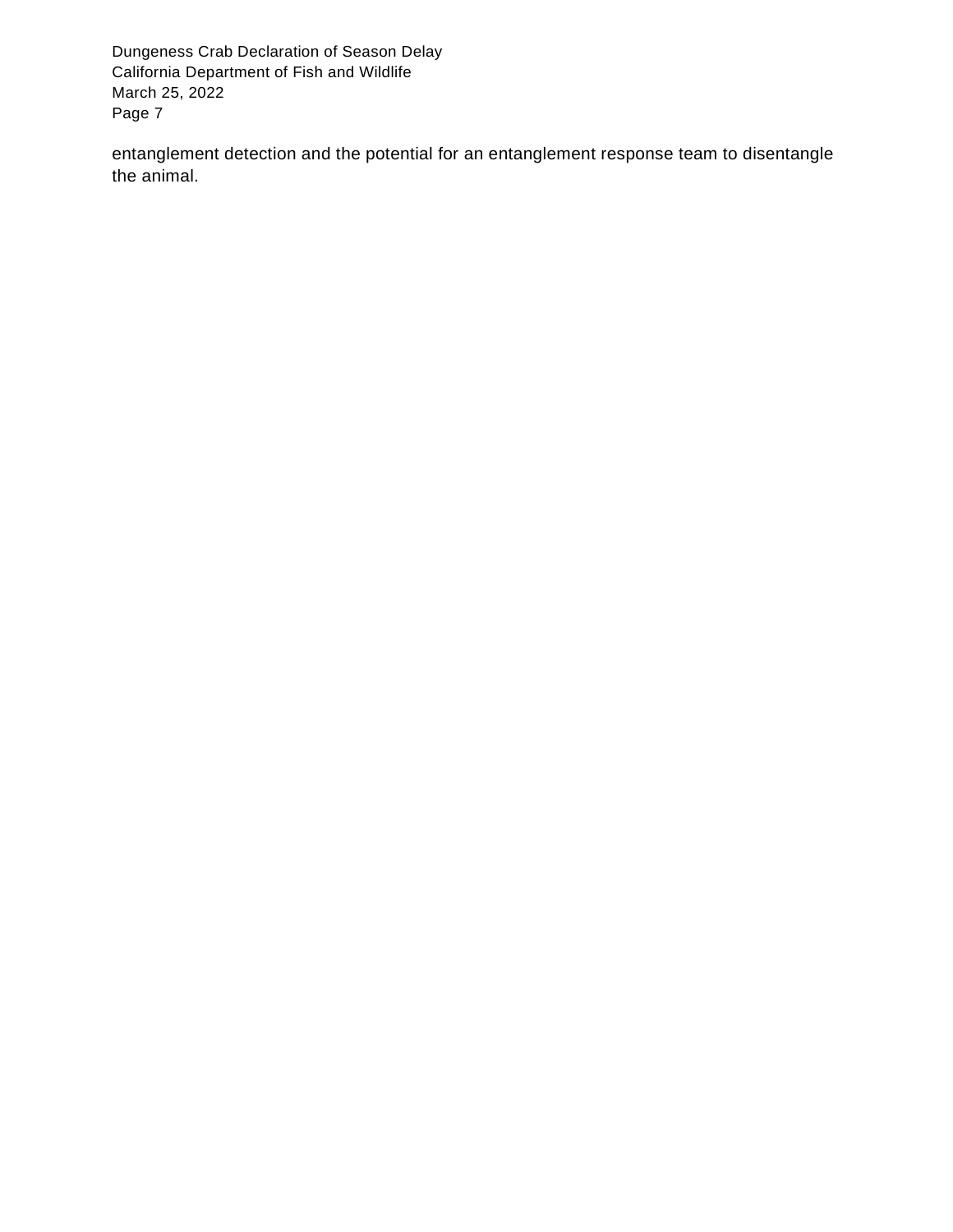entanglement detection and the potential for an entanglement response team to disentangle the animal.